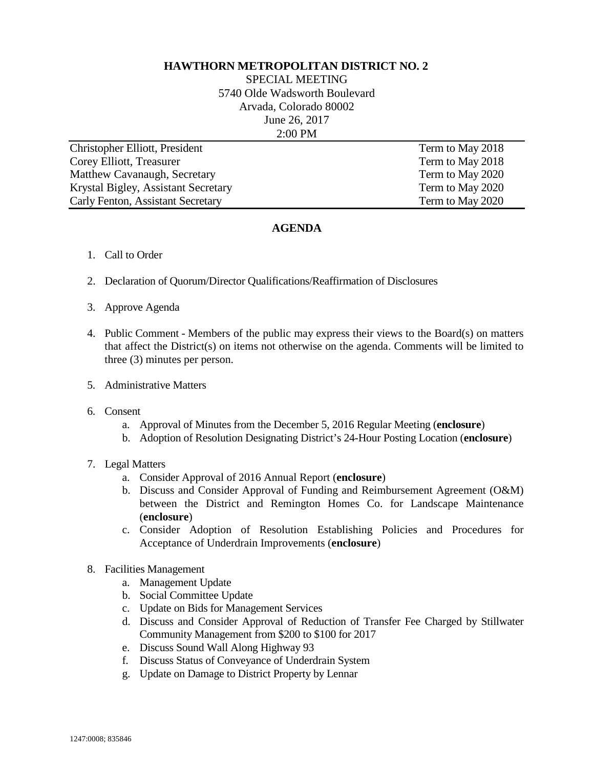**HAWTHORN METROPOLITAN DISTRICT NO. 2**

SPECIAL MEETING
5740 Olde Wadsworth Boulevard
Arvada, Colorado 80002
June 26, 2017
2:00 PM

| | |
|---|---|
| Christopher Elliott, President | Term to May 2018 |
| Corey Elliott, Treasurer | Term to May 2018 |
| Matthew Cavanaugh, Secretary | Term to May 2020 |
| Krystal Bigley, Assistant Secretary | Term to May 2020 |
| Carly Fenton, Assistant Secretary | Term to May 2020 |

## AGENDA

1. Call to Order

2. Declaration of Quorum/Director Qualifications/Reaffirmation of Disclosures

3. Approve Agenda

4. Public Comment - Members of the public may express their views to the Board(s) on matters that affect the District(s) on items not otherwise on the agenda. Comments will be limited to three (3) minutes per person.

5. Administrative Matters

6. Consent
   a. Approval of Minutes from the December 5, 2016 Regular Meeting (**enclosure**)
   b. Adoption of Resolution Designating District's 24-Hour Posting Location (**enclosure**)

7. Legal Matters
   a. Consider Approval of 2016 Annual Report (**enclosure**)
   b. Discuss and Consider Approval of Funding and Reimbursement Agreement (O&M) between the District and Remington Homes Co. for Landscape Maintenance (**enclosure**)
   c. Consider Adoption of Resolution Establishing Policies and Procedures for Acceptance of Underdrain Improvements (**enclosure**)

8. Facilities Management
   a. Management Update
   b. Social Committee Update
   c. Update on Bids for Management Services
   d. Discuss and Consider Approval of Reduction of Transfer Fee Charged by Stillwater Community Management from $200 to $100 for 2017
   e. Discuss Sound Wall Along Highway 93
   f. Discuss Status of Conveyance of Underdrain System
   g. Update on Damage to District Property by Lennar

1247:0008; 835846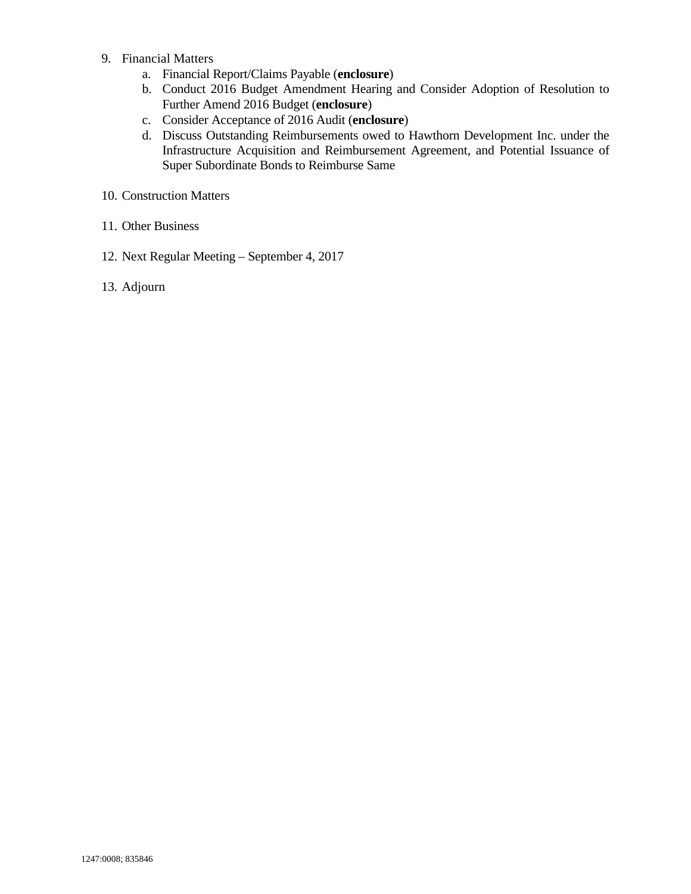9. Financial Matters
    a. Financial Report/Claims Payable (**enclosure**)
    b. Conduct 2016 Budget Amendment Hearing and Consider Adoption of Resolution to Further Amend 2016 Budget (**enclosure**)
    c. Consider Acceptance of 2016 Audit (**enclosure**)
    d. Discuss Outstanding Reimbursements owed to Hawthorn Development Inc. under the Infrastructure Acquisition and Reimbursement Agreement, and Potential Issuance of Super Subordinate Bonds to Reimburse Same

10. Construction Matters

11. Other Business

12. Next Regular Meeting – September 4, 2017

13. Adjourn

1247:0008; 835846